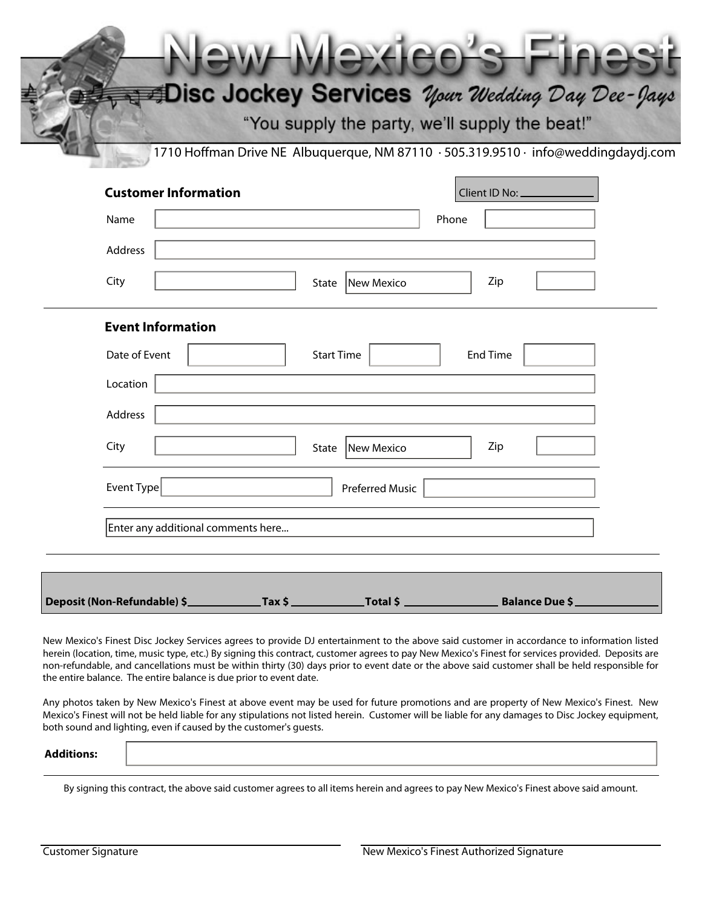# New Mexico's Finest

## Disc Jockey Services *Your Wedding Day Dee-Jays*

"You supply the party, we'll supply the beat!"

1710 Hoffman Drive NE Albuquerque, NM 87110 · 505.319.9510 · info@weddingdaydj.com

### Customer Information

Client ID No: ____________

Name: ____________ Phone: ____________

Address: ____________

City: ____________ State: New Mexico Zip: ____________

### Event Information

Date of Event: ____________ Start Time: ____________ End Time: ____________

Location: ____________

Address: ____________

City: ____________ State: New Mexico Zip: ____________

Event Type: ____________ Preferred Music: ____________

Enter any additional comments here...

**Deposit (Non-Refundable) $**____________ **Tax $**____________ **Total $**____________ **Balance Due $**____________

New Mexico's Finest Disc Jockey Services agrees to provide DJ entertainment to the above said customer in accordance to information listed herein (location, time, music type, etc.) By signing this contract, customer agrees to pay New Mexico's Finest for services provided. Deposits are non-refundable, and cancellations must be within thirty (30) days prior to event date or the above said customer shall be held responsible for the entire balance. The entire balance is due prior to event date.

Any photos taken by New Mexico's Finest at above event may be used for future promotions and are property of New Mexico's Finest. New Mexico's Finest will not be held liable for any stipulations not listed herein. Customer will be liable for any damages to Disc Jockey equipment, both sound and lighting, even if caused by the customer's guests.

**Additions:** ____________

By signing this contract, the above said customer agrees to all items herein and agrees to pay New Mexico's Finest above said amount.

Customer Signature: ____________

New Mexico's Finest Authorized Signature: ____________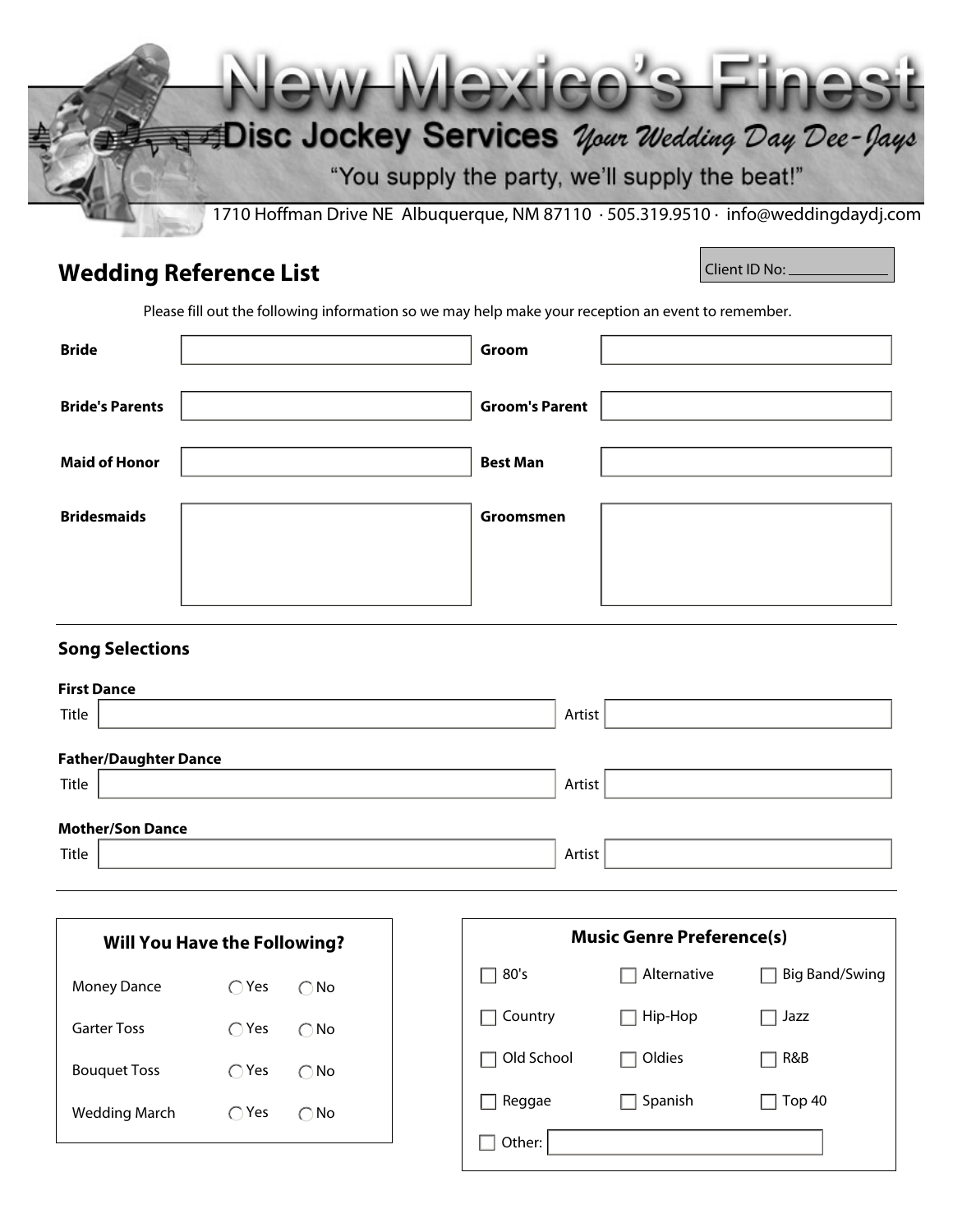# New Mexico's Finest

## Disc Jockey Services *Your Wedding Day Dee-Jays*

"You supply the party, we'll supply the beat!"

1710 Hoffman Drive NE Albuquerque, NM 87110 · 505.319.9510 · info@weddingdaydj.com

## Wedding Reference List

Client ID No: ____________

Please fill out the following information so we may help make your reception an event to remember.

| | | | |
|---|---|---|---|
| **Bride** | | **Groom** | |
| **Bride's Parents** | | **Groom's Parent** | |
| **Maid of Honor** | | **Best Man** | |
| **Bridesmaids** | | **Groomsmen** | |

### Song Selections

**First Dance**

Title ______________________ Artist ______________________

**Father/Daughter Dance**

Title ______________________ Artist ______________________

**Mother/Son Dance**

Title ______________________ Artist ______________________

### Will You Have the Following?

| | | |
|---|---|---|
| Money Dance | ◯ Yes | ◯ No |
| Garter Toss | ◯ Yes | ◯ No |
| Bouquet Toss | ◯ Yes | ◯ No |
| Wedding March | ◯ Yes | ◯ No |

### Music Genre Preference(s)

| | | |
|---|---|---|
| ☐ 80's | ☐ Alternative | ☐ Big Band/Swing |
| ☐ Country | ☐ Hip-Hop | ☐ Jazz |
| ☐ Old School | ☐ Oldies | ☐ R&B |
| ☐ Reggae | ☐ Spanish | ☐ Top 40 |

☐ Other: ______________________